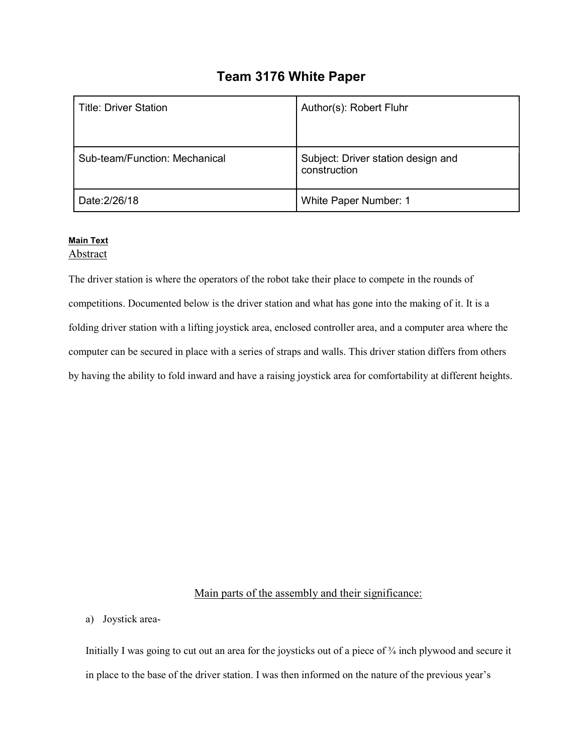# Team 3176 White Paper

| | |
|---|---|
| Title: Driver Station | Author(s): Robert Fluhr |
| Sub-team/Function: Mechanical | Subject: Driver station design and construction |
| Date:2/26/18 | White Paper Number: 1 |

**Main Text**

## Abstract

The driver station is where the operators of the robot take their place to compete in the rounds of competitions. Documented below is the driver station and what has gone into the making of it. It is a folding driver station with a lifting joystick area, enclosed controller area, and a computer area where the computer can be secured in place with a series of straps and walls. This driver station differs from others by having the ability to fold inward and have a raising joystick area for comfortability at different heights.

## Main parts of the assembly and their significance:

a) Joystick area-

Initially I was going to cut out an area for the joysticks out of a piece of ¾ inch plywood and secure it in place to the base of the driver station. I was then informed on the nature of the previous year's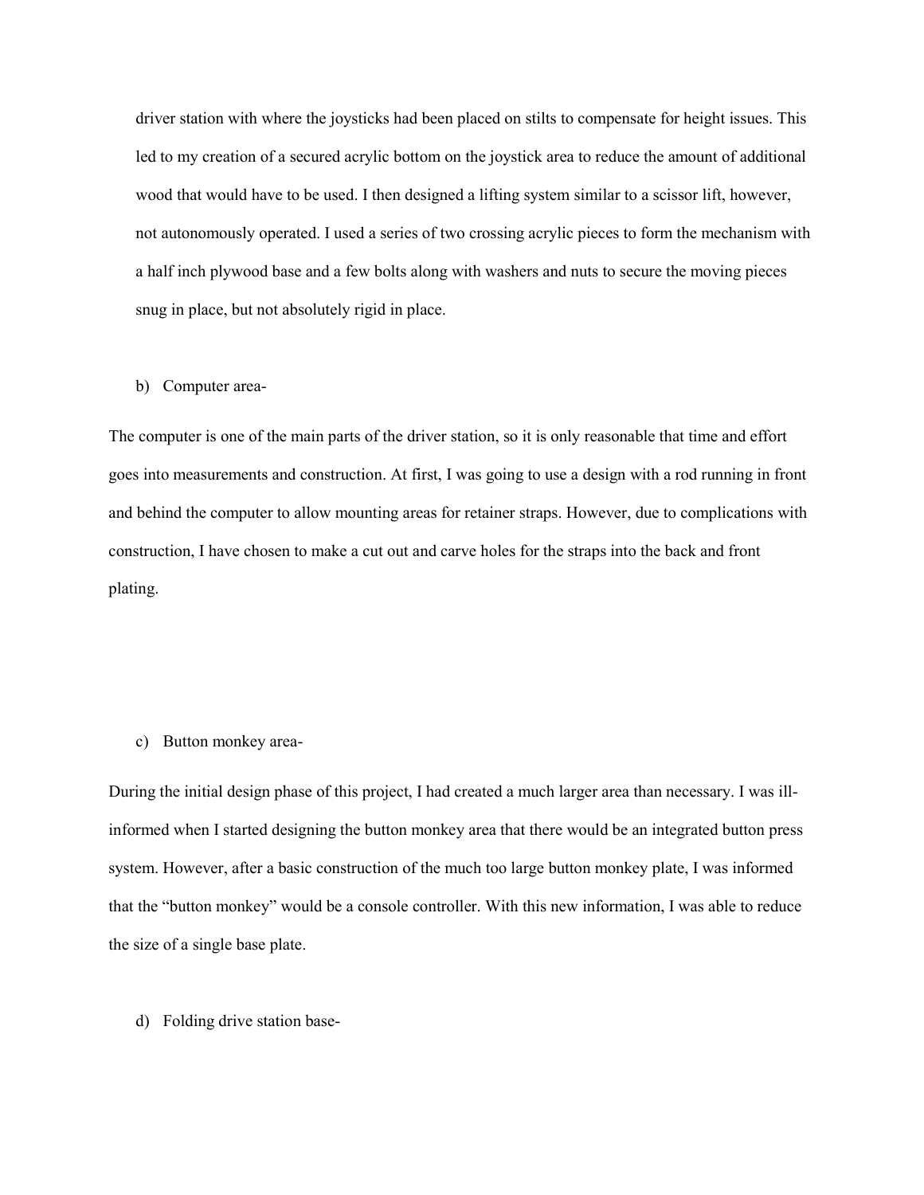driver station with where the joysticks had been placed on stilts to compensate for height issues. This led to my creation of a secured acrylic bottom on the joystick area to reduce the amount of additional wood that would have to be used. I then designed a lifting system similar to a scissor lift, however, not autonomously operated. I used a series of two crossing acrylic pieces to form the mechanism with a half inch plywood base and a few bolts along with washers and nuts to secure the moving pieces snug in place, but not absolutely rigid in place.

b) Computer area-

The computer is one of the main parts of the driver station, so it is only reasonable that time and effort goes into measurements and construction. At first, I was going to use a design with a rod running in front and behind the computer to allow mounting areas for retainer straps. However, due to complications with construction, I have chosen to make a cut out and carve holes for the straps into the back and front plating.

c) Button monkey area-

During the initial design phase of this project, I had created a much larger area than necessary. I was ill-informed when I started designing the button monkey area that there would be an integrated button press system. However, after a basic construction of the much too large button monkey plate, I was informed that the "button monkey" would be a console controller. With this new information, I was able to reduce the size of a single base plate.

d) Folding drive station base-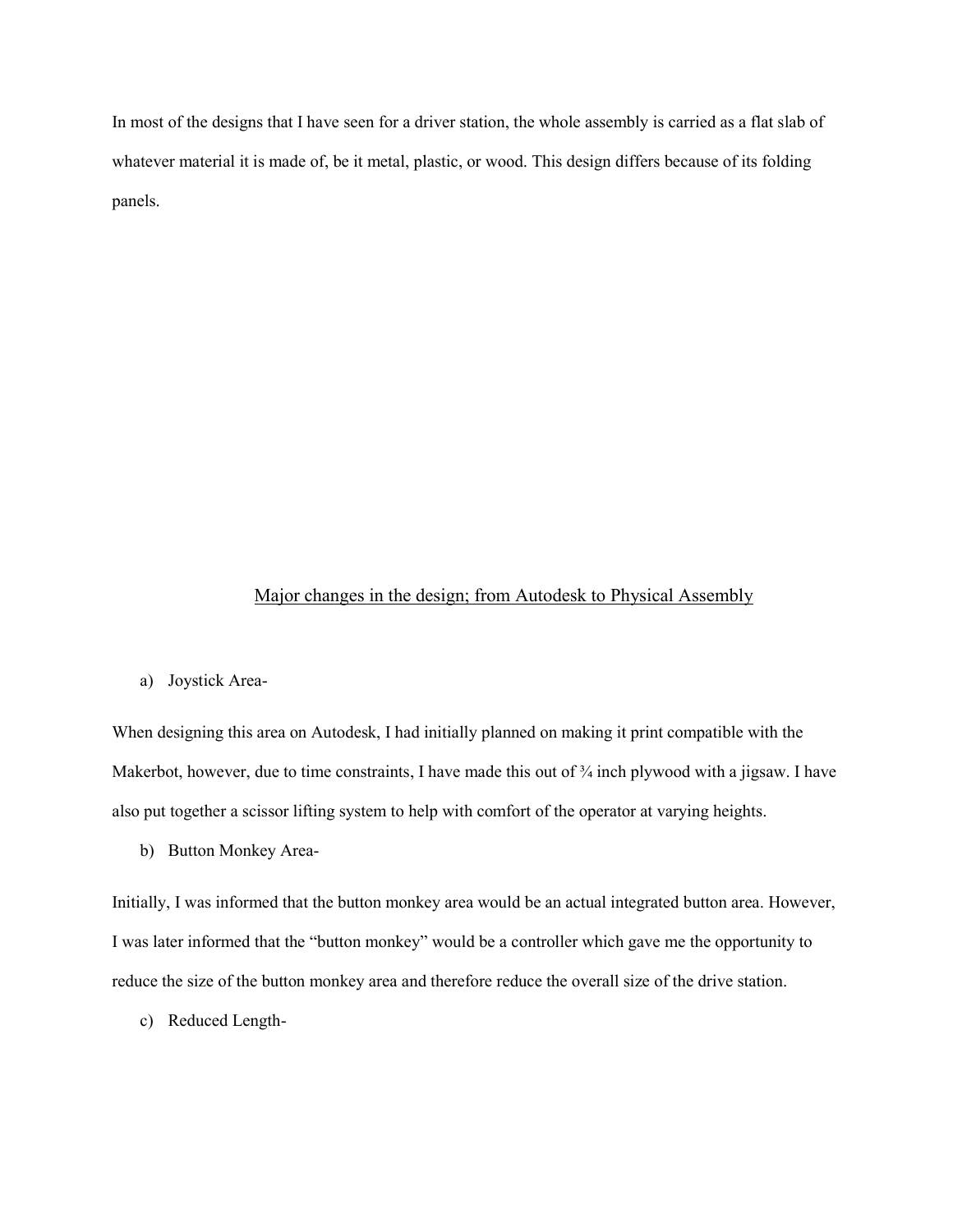In most of the designs that I have seen for a driver station, the whole assembly is carried as a flat slab of whatever material it is made of, be it metal, plastic, or wood. This design differs because of its folding panels.

## <u>Major changes in the design; from Autodesk to Physical Assembly</u>

a) Joystick Area-

When designing this area on Autodesk, I had initially planned on making it print compatible with the Makerbot, however, due to time constraints, I have made this out of ¾ inch plywood with a jigsaw. I have also put together a scissor lifting system to help with comfort of the operator at varying heights.

b) Button Monkey Area-

Initially, I was informed that the button monkey area would be an actual integrated button area. However, I was later informed that the "button monkey" would be a controller which gave me the opportunity to reduce the size of the button monkey area and therefore reduce the overall size of the drive station.

c) Reduced Length-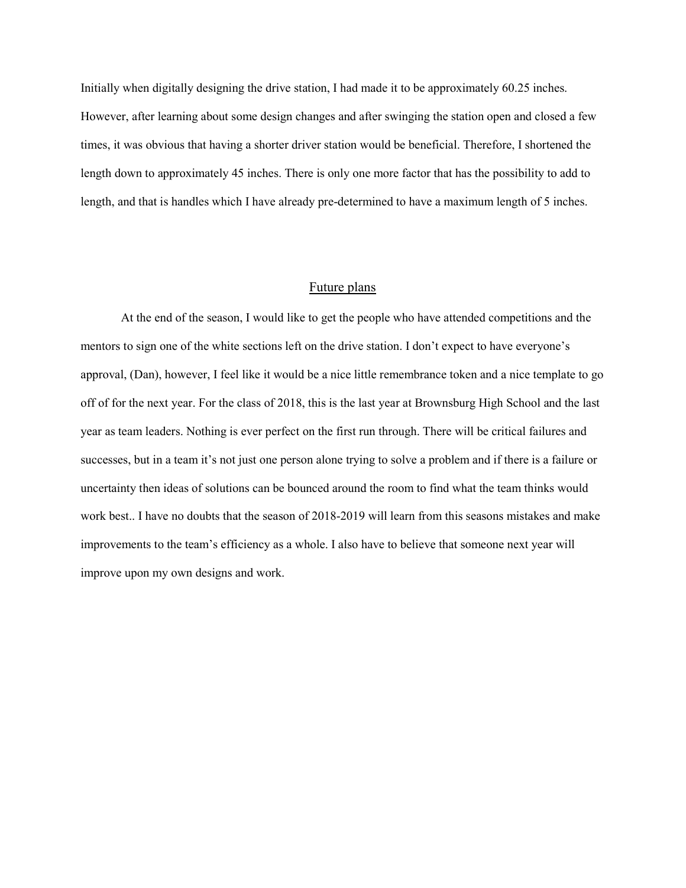Initially when digitally designing the drive station, I had made it to be approximately 60.25 inches. However, after learning about some design changes and after swinging the station open and closed a few times, it was obvious that having a shorter driver station would be beneficial. Therefore, I shortened the length down to approximately 45 inches. There is only one more factor that has the possibility to add to length, and that is handles which I have already pre-determined to have a maximum length of 5 inches.

## Future plans

At the end of the season, I would like to get the people who have attended competitions and the mentors to sign one of the white sections left on the drive station. I don't expect to have everyone's approval, (Dan), however, I feel like it would be a nice little remembrance token and a nice template to go off of for the next year. For the class of 2018, this is the last year at Brownsburg High School and the last year as team leaders. Nothing is ever perfect on the first run through. There will be critical failures and successes, but in a team it's not just one person alone trying to solve a problem and if there is a failure or uncertainty then ideas of solutions can be bounced around the room to find what the team thinks would work best.. I have no doubts that the season of 2018-2019 will learn from this seasons mistakes and make improvements to the team's efficiency as a whole. I also have to believe that someone next year will improve upon my own designs and work.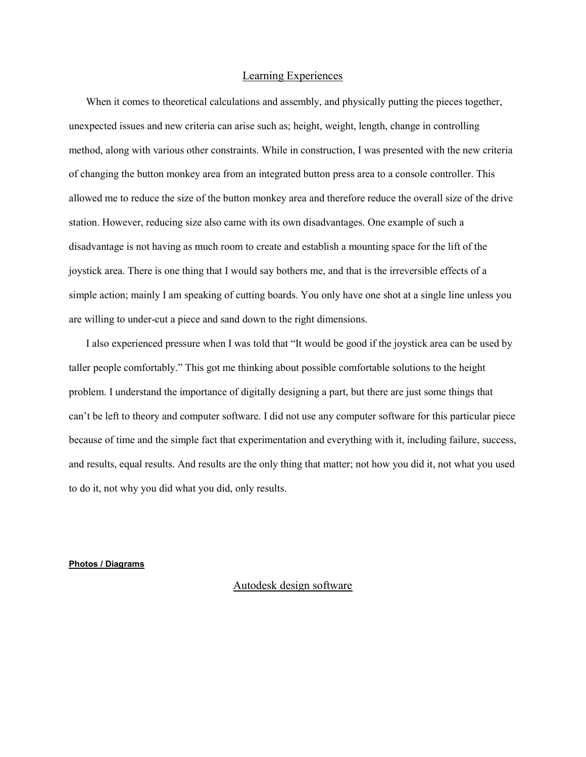## Learning Experiences

When it comes to theoretical calculations and assembly, and physically putting the pieces together, unexpected issues and new criteria can arise such as; height, weight, length, change in controlling method, along with various other constraints. While in construction, I was presented with the new criteria of changing the button monkey area from an integrated button press area to a console controller. This allowed me to reduce the size of the button monkey area and therefore reduce the overall size of the drive station. However, reducing size also came with its own disadvantages. One example of such a disadvantage is not having as much room to create and establish a mounting space for the lift of the joystick area. There is one thing that I would say bothers me, and that is the irreversible effects of a simple action; mainly I am speaking of cutting boards. You only have one shot at a single line unless you are willing to under-cut a piece and sand down to the right dimensions.

I also experienced pressure when I was told that "It would be good if the joystick area can be used by taller people comfortably." This got me thinking about possible comfortable solutions to the height problem. I understand the importance of digitally designing a part, but there are just some things that can't be left to theory and computer software. I did not use any computer software for this particular piece because of time and the simple fact that experimentation and everything with it, including failure, success, and results, equal results. And results are the only thing that matter; not how you did it, not what you used to do it, not why you did what you did, only results.

**Photos / Diagrams**

## Autodesk design software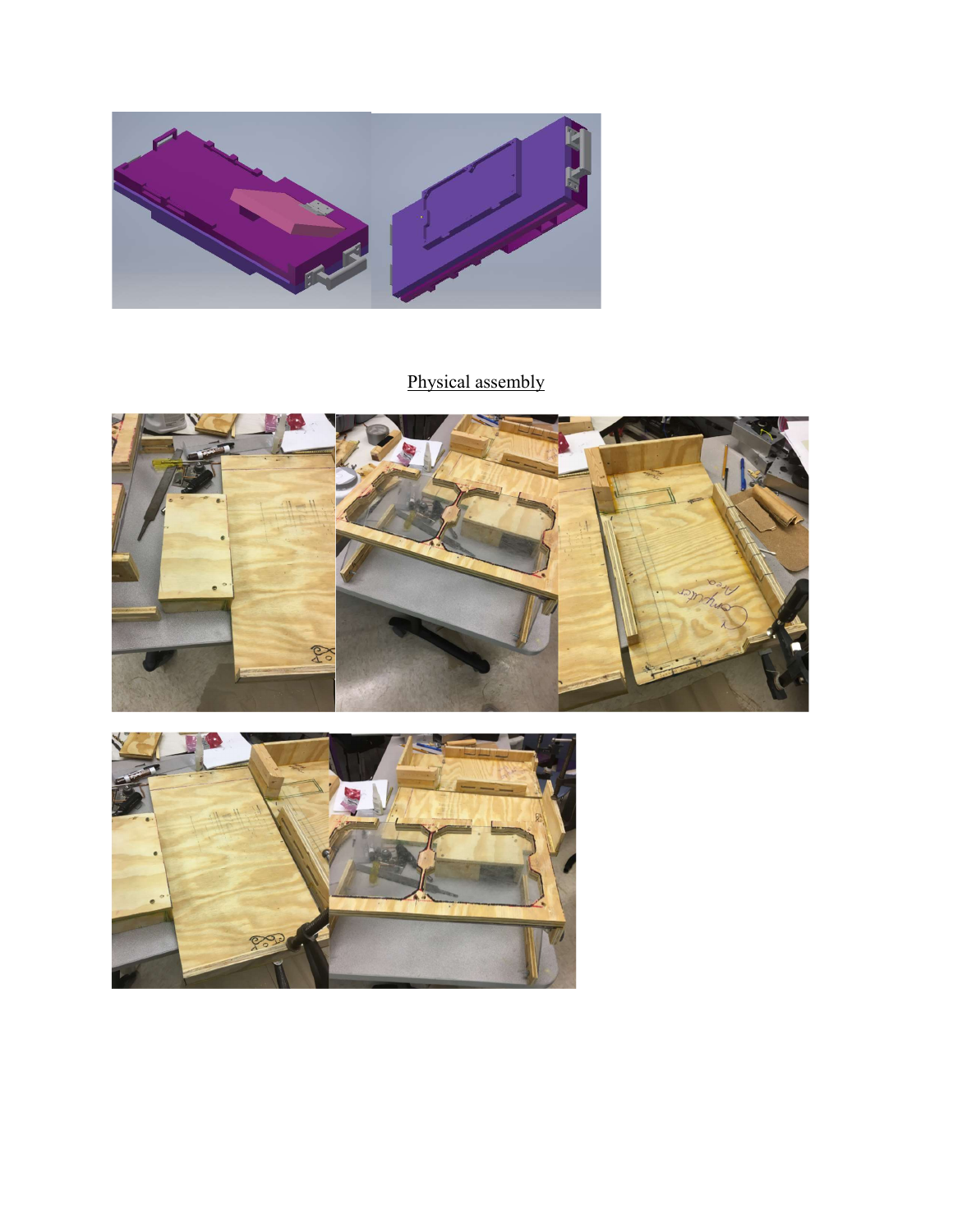Physical assembly